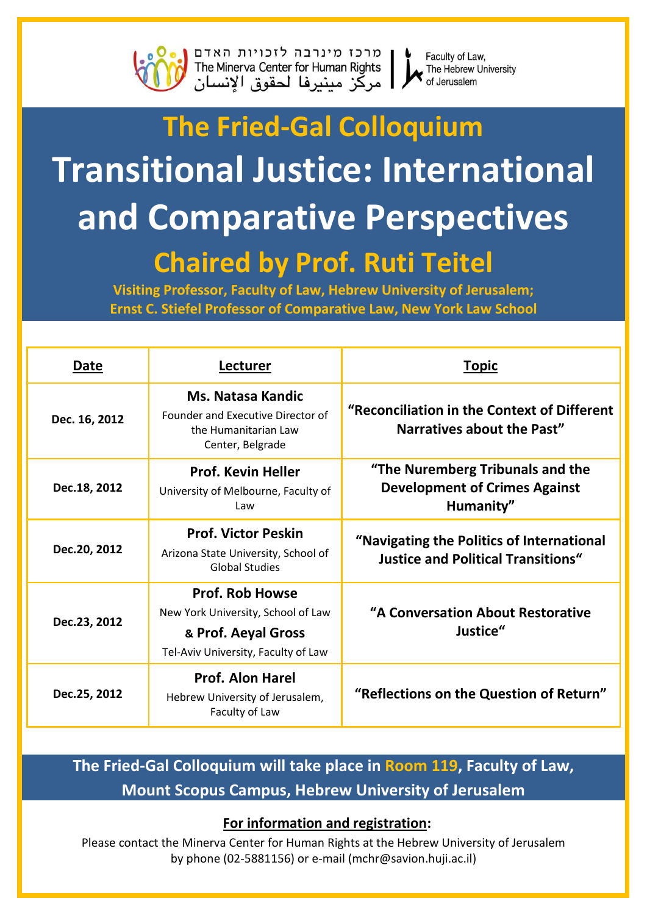מרכז מינרבה לזכויות האדם
The Minerva Center for Human Rights
مركز مينيرفا لحقوق الإنسان

Faculty of Law, The Hebrew University of Jerusalem

# The Fried-Gal Colloquium

# Transitional Justice: International and Comparative Perspectives

## Chaired by Prof. Ruti Teitel

**Visiting Professor, Faculty of Law, Hebrew University of Jerusalem;**
**Ernst C. Stiefel Professor of Comparative Law, New York Law School**

| Date | Lecturer | Topic |
|---|---|---|
| Dec. 16, 2012 | **Ms. Natasa Kandic** Founder and Executive Director of the Humanitarian Law Center, Belgrade | **"Reconciliation in the Context of Different Narratives about the Past"** |
| Dec.18, 2012 | **Prof. Kevin Heller** University of Melbourne, Faculty of Law | **"The Nuremberg Tribunals and the Development of Crimes Against Humanity"** |
| Dec.20, 2012 | **Prof. Victor Peskin** Arizona State University, School of Global Studies | **"Navigating the Politics of International Justice and Political Transitions"** |
| Dec.23, 2012 | **Prof. Rob Howse** New York University, School of Law & **Prof. Aeyal Gross** Tel-Aviv University, Faculty of Law | **"A Conversation About Restorative Justice"** |
| Dec.25, 2012 | **Prof. Alon Harel** Hebrew University of Jerusalem, Faculty of Law | **"Reflections on the Question of Return"** |

**The Fried-Gal Colloquium will take place in Room 119, Faculty of Law, Mount Scopus Campus, Hebrew University of Jerusalem**

**For information and registration:**

Please contact the Minerva Center for Human Rights at the Hebrew University of Jerusalem by phone (02-5881156) or e-mail (mchr@savion.huji.ac.il)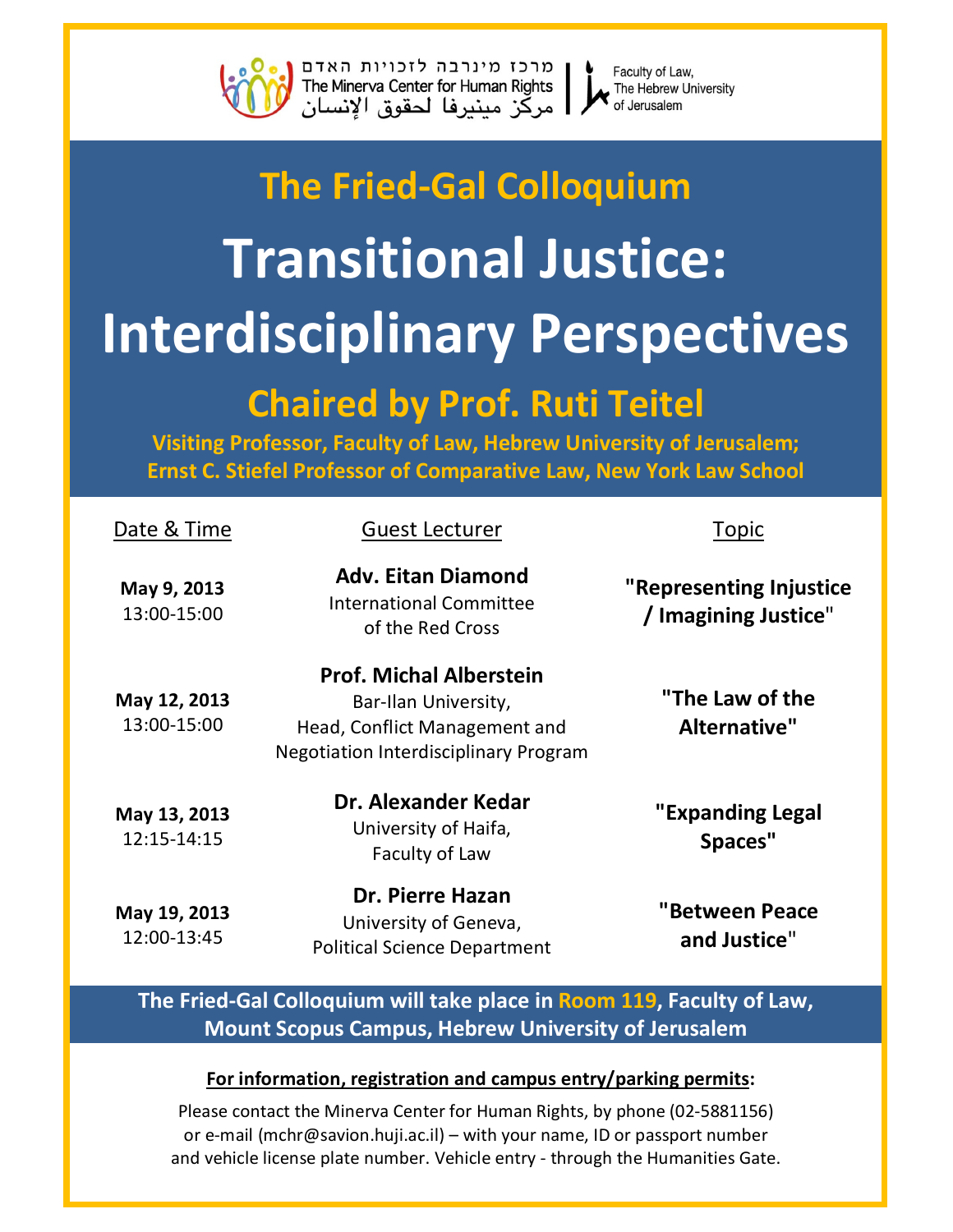מרכז מינרבה לזכויות האדם
The Minerva Center for Human Rights
مركز مينيرفا لحقوق الإنسان

Faculty of Law, The Hebrew University of Jerusalem

## The Fried-Gal Colloquium

# Transitional Justice: Interdisciplinary Perspectives

## Chaired by Prof. Ruti Teitel

**Visiting Professor, Faculty of Law, Hebrew University of Jerusalem; Ernst C. Stiefel Professor of Comparative Law, New York Law School**

| Date & Time | Guest Lecturer | Topic |
|---|---|---|
| **May 9, 2013** 13:00-15:00 | **Adv. Eitan Diamond** International Committee of the Red Cross | **"Representing Injustice / Imagining Justice"** |
| **May 12, 2013** 13:00-15:00 | **Prof. Michal Alberstein** Bar-Ilan University, Head, Conflict Management and Negotiation Interdisciplinary Program | **"The Law of the Alternative"** |
| **May 13, 2013** 12:15-14:15 | **Dr. Alexander Kedar** University of Haifa, Faculty of Law | **"Expanding Legal Spaces"** |
| **May 19, 2013** 12:00-13:45 | **Dr. Pierre Hazan** University of Geneva, Political Science Department | **"Between Peace and Justice"** |

**The Fried-Gal Colloquium will take place in Room 119, Faculty of Law, Mount Scopus Campus, Hebrew University of Jerusalem**

**For information, registration and campus entry/parking permits:**

Please contact the Minerva Center for Human Rights, by phone (02-5881156) or e-mail (mchr@savion.huji.ac.il) – with your name, ID or passport number and vehicle license plate number. Vehicle entry - through the Humanities Gate.